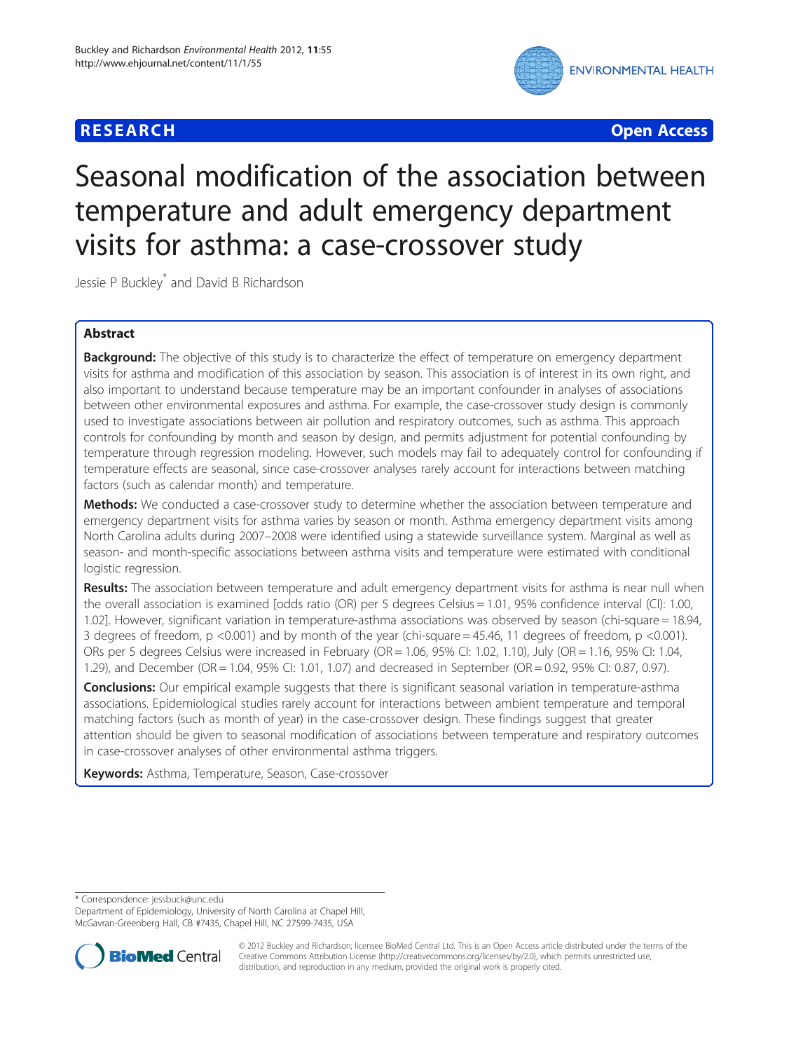**RESEARCH** **Open Access**

# Seasonal modification of the association between temperature and adult emergency department visits for asthma: a case-crossover study

Jessie P Buckley* and David B Richardson

## Abstract

**Background:** The objective of this study is to characterize the effect of temperature on emergency department visits for asthma and modification of this association by season. This association is of interest in its own right, and also important to understand because temperature may be an important confounder in analyses of associations between other environmental exposures and asthma. For example, the case-crossover study design is commonly used to investigate associations between air pollution and respiratory outcomes, such as asthma. This approach controls for confounding by month and season by design, and permits adjustment for potential confounding by temperature through regression modeling. However, such models may fail to adequately control for confounding if temperature effects are seasonal, since case-crossover analyses rarely account for interactions between matching factors (such as calendar month) and temperature.

**Methods:** We conducted a case-crossover study to determine whether the association between temperature and emergency department visits for asthma varies by season or month. Asthma emergency department visits among North Carolina adults during 2007–2008 were identified using a statewide surveillance system. Marginal as well as season- and month-specific associations between asthma visits and temperature were estimated with conditional logistic regression.

**Results:** The association between temperature and adult emergency department visits for asthma is near null when the overall association is examined [odds ratio (OR) per 5 degrees Celsius = 1.01, 95% confidence interval (CI): 1.00, 1.02]. However, significant variation in temperature-asthma associations was observed by season (chi-square = 18.94, 3 degrees of freedom, p <0.001) and by month of the year (chi-square = 45.46, 11 degrees of freedom, p <0.001). ORs per 5 degrees Celsius were increased in February (OR = 1.06, 95% CI: 1.02, 1.10), July (OR = 1.16, 95% CI: 1.04, 1.29), and December (OR = 1.04, 95% CI: 1.01, 1.07) and decreased in September (OR = 0.92, 95% CI: 0.87, 0.97).

**Conclusions:** Our empirical example suggests that there is significant seasonal variation in temperature-asthma associations. Epidemiological studies rarely account for interactions between ambient temperature and temporal matching factors (such as month of year) in the case-crossover design. These findings suggest that greater attention should be given to seasonal modification of associations between temperature and respiratory outcomes in case-crossover analyses of other environmental asthma triggers.

**Keywords:** Asthma, Temperature, Season, Case-crossover

---

* Correspondence: jessbuck@unc.edu
Department of Epidemiology, University of North Carolina at Chapel Hill, McGavran-Greenberg Hall, CB #7435, Chapel Hill, NC 27599-7435, USA

© 2012 Buckley and Richardson; licensee BioMed Central Ltd. This is an Open Access article distributed under the terms of the Creative Commons Attribution License (http://creativecommons.org/licenses/by/2.0), which permits unrestricted use, distribution, and reproduction in any medium, provided the original work is properly cited.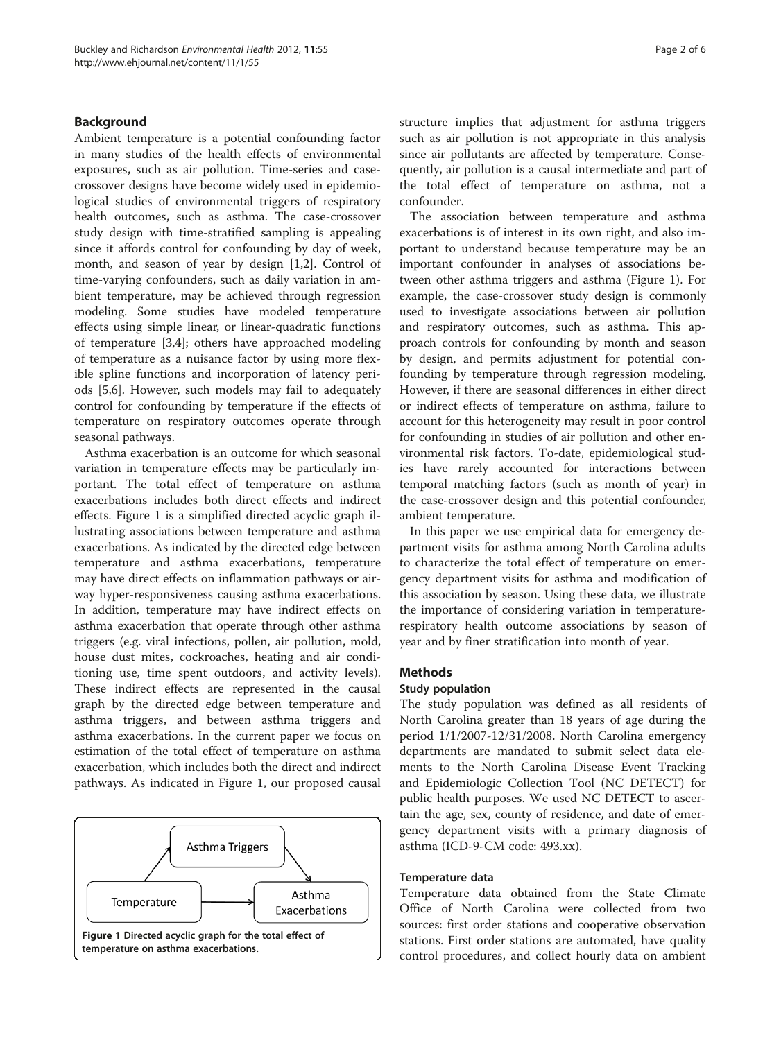## Background

Ambient temperature is a potential confounding factor in many studies of the health effects of environmental exposures, such as air pollution. Time-series and case-crossover designs have become widely used in epidemiological studies of environmental triggers of respiratory health outcomes, such as asthma. The case-crossover study design with time-stratified sampling is appealing since it affords control for confounding by day of week, month, and season of year by design [1,2]. Control of time-varying confounders, such as daily variation in ambient temperature, may be achieved through regression modeling. Some studies have modeled temperature effects using simple linear, or linear-quadratic functions of temperature [3,4]; others have approached modeling of temperature as a nuisance factor by using more flexible spline functions and incorporation of latency periods [5,6]. However, such models may fail to adequately control for confounding by temperature if the effects of temperature on respiratory outcomes operate through seasonal pathways.

Asthma exacerbation is an outcome for which seasonal variation in temperature effects may be particularly important. The total effect of temperature on asthma exacerbations includes both direct effects and indirect effects. Figure 1 is a simplified directed acyclic graph illustrating associations between temperature and asthma exacerbations. As indicated by the directed edge between temperature and asthma exacerbations, temperature may have direct effects on inflammation pathways or airway hyper-responsiveness causing asthma exacerbations. In addition, temperature may have indirect effects on asthma exacerbation that operate through other asthma triggers (e.g. viral infections, pollen, air pollution, mold, house dust mites, cockroaches, heating and air conditioning use, time spent outdoors, and activity levels). These indirect effects are represented in the causal graph by the directed edge between temperature and asthma triggers, and between asthma triggers and asthma exacerbations. In the current paper we focus on estimation of the total effect of temperature on asthma exacerbation, which includes both the direct and indirect pathways. As indicated in Figure 1, our proposed causal structure implies that adjustment for asthma triggers such as air pollution is not appropriate in this analysis since air pollutants are affected by temperature. Consequently, air pollution is a causal intermediate and part of the total effect of temperature on asthma, not a confounder.

Figure 1 Directed acyclic graph for the total effect of temperature on asthma exacerbations.

The association between temperature and asthma exacerbations is of interest in its own right, and also important to understand because temperature may be an important confounder in analyses of associations between other asthma triggers and asthma (Figure 1). For example, the case-crossover study design is commonly used to investigate associations between air pollution and respiratory outcomes, such as asthma. This approach controls for confounding by month and season by design, and permits adjustment for potential confounding by temperature through regression modeling. However, if there are seasonal differences in either direct or indirect effects of temperature on asthma, failure to account for this heterogeneity may result in poor control for confounding in studies of air pollution and other environmental risk factors. To-date, epidemiological studies have rarely accounted for interactions between temporal matching factors (such as month of year) in the case-crossover design and this potential confounder, ambient temperature.

In this paper we use empirical data for emergency department visits for asthma among North Carolina adults to characterize the total effect of temperature on emergency department visits for asthma and modification of this association by season. Using these data, we illustrate the importance of considering variation in temperature-respiratory health outcome associations by season of year and by finer stratification into month of year.

## Methods

### Study population

The study population was defined as all residents of North Carolina greater than 18 years of age during the period 1/1/2007-12/31/2008. North Carolina emergency departments are mandated to submit select data elements to the North Carolina Disease Event Tracking and Epidemiologic Collection Tool (NC DETECT) for public health purposes. We used NC DETECT to ascertain the age, sex, county of residence, and date of emergency department visits with a primary diagnosis of asthma (ICD-9-CM code: 493.xx).

### Temperature data

Temperature data obtained from the State Climate Office of North Carolina were collected from two sources: first order stations and cooperative observation stations. First order stations are automated, have quality control procedures, and collect hourly data on ambient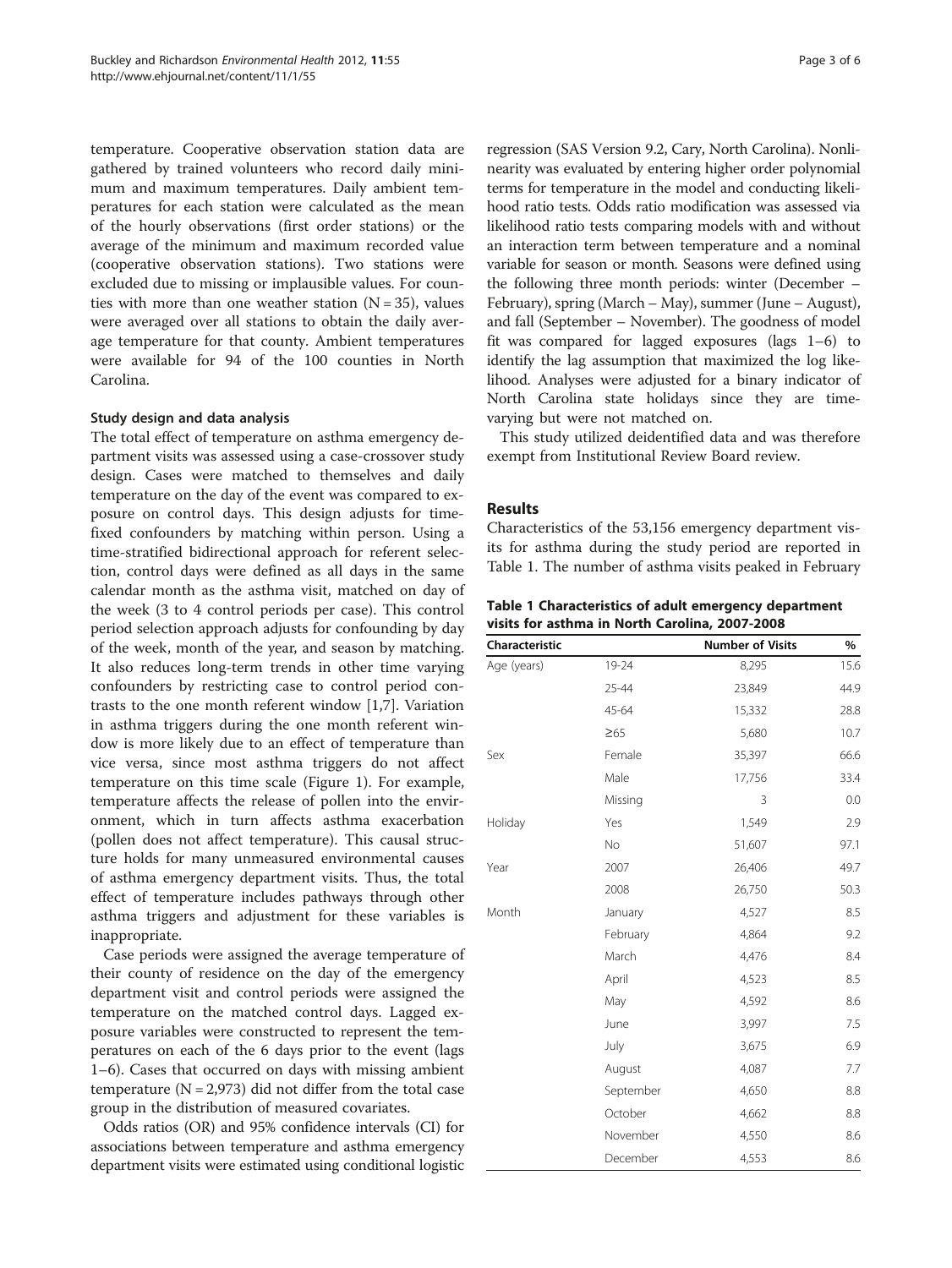temperature. Cooperative observation station data are gathered by trained volunteers who record daily minimum and maximum temperatures. Daily ambient temperatures for each station were calculated as the mean of the hourly observations (first order stations) or the average of the minimum and maximum recorded value (cooperative observation stations). Two stations were excluded due to missing or implausible values. For counties with more than one weather station (N = 35), values were averaged over all stations to obtain the daily average temperature for that county. Ambient temperatures were available for 94 of the 100 counties in North Carolina.

### Study design and data analysis

The total effect of temperature on asthma emergency department visits was assessed using a case-crossover study design. Cases were matched to themselves and daily temperature on the day of the event was compared to exposure on control days. This design adjusts for time-fixed confounders by matching within person. Using a time-stratified bidirectional approach for referent selection, control days were defined as all days in the same calendar month as the asthma visit, matched on day of the week (3 to 4 control periods per case). This control period selection approach adjusts for confounding by day of the week, month of the year, and season by matching. It also reduces long-term trends in other time varying confounders by restricting case to control period contrasts to the one month referent window [1,7]. Variation in asthma triggers during the one month referent window is more likely due to an effect of temperature than vice versa, since most asthma triggers do not affect temperature on this time scale (Figure 1). For example, temperature affects the release of pollen into the environment, which in turn affects asthma exacerbation (pollen does not affect temperature). This causal structure holds for many unmeasured environmental causes of asthma emergency department visits. Thus, the total effect of temperature includes pathways through other asthma triggers and adjustment for these variables is inappropriate.

Case periods were assigned the average temperature of their county of residence on the day of the emergency department visit and control periods were assigned the temperature on the matched control days. Lagged exposure variables were constructed to represent the temperatures on each of the 6 days prior to the event (lags 1–6). Cases that occurred on days with missing ambient temperature (N = 2,973) did not differ from the total case group in the distribution of measured covariates.

Odds ratios (OR) and 95% confidence intervals (CI) for associations between temperature and asthma emergency department visits were estimated using conditional logistic regression (SAS Version 9.2, Cary, North Carolina). Nonlinearity was evaluated by entering higher order polynomial terms for temperature in the model and conducting likelihood ratio tests. Odds ratio modification was assessed via likelihood ratio tests comparing models with and without an interaction term between temperature and a nominal variable for season or month. Seasons were defined using the following three month periods: winter (December – February), spring (March – May), summer (June – August), and fall (September – November). The goodness of model fit was compared for lagged exposures (lags 1–6) to identify the lag assumption that maximized the log likelihood. Analyses were adjusted for a binary indicator of North Carolina state holidays since they are time-varying but were not matched on.

This study utilized deidentified data and was therefore exempt from Institutional Review Board review.

## Results

Characteristics of the 53,156 emergency department visits for asthma during the study period are reported in Table 1. The number of asthma visits peaked in February

**Table 1 Characteristics of adult emergency department visits for asthma in North Carolina, 2007-2008**

| Characteristic | | Number of Visits | % |
|---|---|---|---|
| Age (years) | 19-24 | 8,295 | 15.6 |
| | 25-44 | 23,849 | 44.9 |
| | 45-64 | 15,332 | 28.8 |
| | ≥65 | 5,680 | 10.7 |
| Sex | Female | 35,397 | 66.6 |
| | Male | 17,756 | 33.4 |
| | Missing | 3 | 0.0 |
| Holiday | Yes | 1,549 | 2.9 |
| | No | 51,607 | 97.1 |
| Year | 2007 | 26,406 | 49.7 |
| | 2008 | 26,750 | 50.3 |
| Month | January | 4,527 | 8.5 |
| | February | 4,864 | 9.2 |
| | March | 4,476 | 8.4 |
| | April | 4,523 | 8.5 |
| | May | 4,592 | 8.6 |
| | June | 3,997 | 7.5 |
| | July | 3,675 | 6.9 |
| | August | 4,087 | 7.7 |
| | September | 4,650 | 8.8 |
| | October | 4,662 | 8.8 |
| | November | 4,550 | 8.6 |
| | December | 4,553 | 8.6 |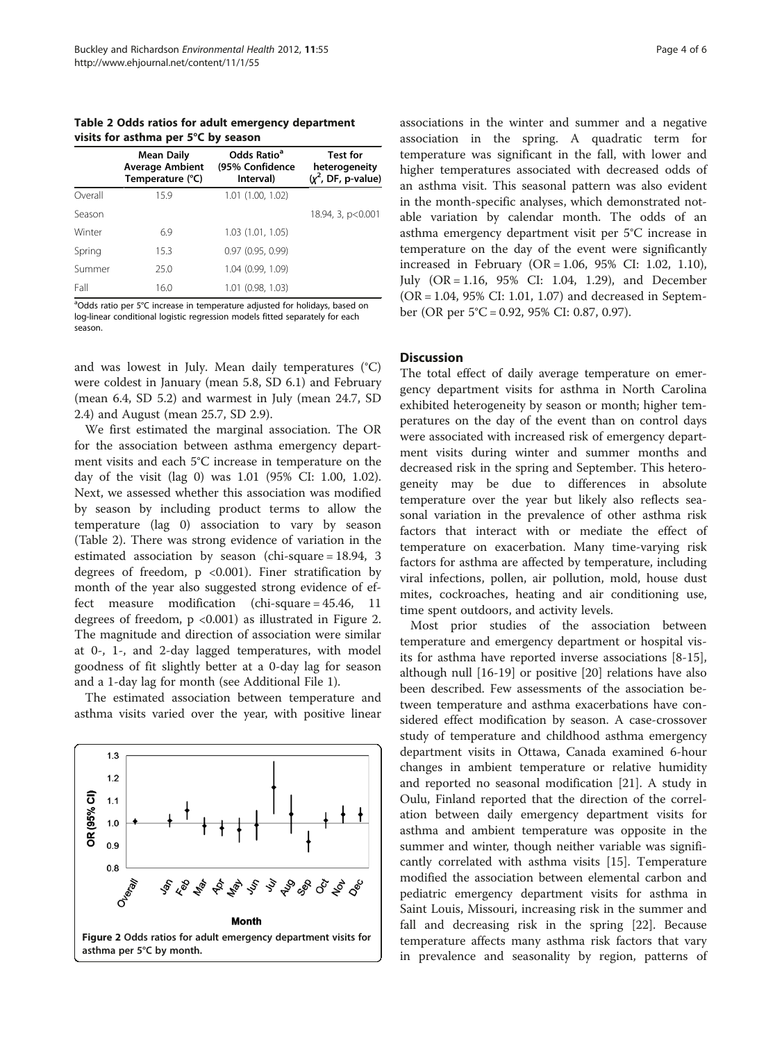**Table 2 Odds ratios for adult emergency department visits for asthma per 5°C by season**

| | Mean Daily Average Ambient Temperature (°C) | Odds Ratio[a] (95% Confidence Interval) | Test for heterogeneity ($\chi^2$, DF, p-value) |
|---|---|---|---|
| Overall | 15.9 | 1.01 (1.00, 1.02) | |
| Season | | | 18.94, 3, p<0.001 |
| Winter | 6.9 | 1.03 (1.01, 1.05) | |
| Spring | 15.3 | 0.97 (0.95, 0.99) | |
| Summer | 25.0 | 1.04 (0.99, 1.09) | |
| Fall | 16.0 | 1.01 (0.98, 1.03) | |

[a]Odds ratio per 5°C increase in temperature adjusted for holidays, based on log-linear conditional logistic regression models fitted separately for each season.

and was lowest in July. Mean daily temperatures (°C) were coldest in January (mean 5.8, SD 6.1) and February (mean 6.4, SD 5.2) and warmest in July (mean 24.7, SD 2.4) and August (mean 25.7, SD 2.9).

We first estimated the marginal association. The OR for the association between asthma emergency department visits and each 5°C increase in temperature on the day of the visit (lag 0) was 1.01 (95% CI: 1.00, 1.02). Next, we assessed whether this association was modified by season by including product terms to allow the temperature (lag 0) association to vary by season (Table 2). There was strong evidence of variation in the estimated association by season (chi-square = 18.94, 3 degrees of freedom, p <0.001). Finer stratification by month of the year also suggested strong evidence of effect measure modification (chi-square = 45.46, 11 degrees of freedom, p <0.001) as illustrated in Figure 2. The magnitude and direction of association were similar at 0-, 1-, and 2-day lagged temperatures, with model goodness of fit slightly better at a 0-day lag for season and a 1-day lag for month (see Additional File 1).

The estimated association between temperature and asthma visits varied over the year, with positive linear associations in the winter and summer and a negative association in the spring. A quadratic term for temperature was significant in the fall, with lower and higher temperatures associated with decreased odds of an asthma visit. This seasonal pattern was also evident in the month-specific analyses, which demonstrated notable variation by calendar month. The odds of an asthma emergency department visit per 5°C increase in temperature on the day of the event were significantly increased in February (OR = 1.06, 95% CI: 1.02, 1.10), July (OR = 1.16, 95% CI: 1.04, 1.29), and December (OR = 1.04, 95% CI: 1.01, 1.07) and decreased in September (OR per 5°C = 0.92, 95% CI: 0.87, 0.97).

**Figure 2 Odds ratios for adult emergency department visits for asthma per 5°C by month.**

## Discussion

The total effect of daily average temperature on emergency department visits for asthma in North Carolina exhibited heterogeneity by season or month; higher temperatures on the day of the event than on control days were associated with increased risk of emergency department visits during winter and summer months and decreased risk in the spring and September. This heterogeneity may be due to differences in absolute temperature over the year but likely also reflects seasonal variation in the prevalence of other asthma risk factors that interact with or mediate the effect of temperature on exacerbation. Many time-varying risk factors for asthma are affected by temperature, including viral infections, pollen, air pollution, mold, house dust mites, cockroaches, heating and air conditioning use, time spent outdoors, and activity levels.

Most prior studies of the association between temperature and emergency department or hospital visits for asthma have reported inverse associations [8-15], although null [16-19] or positive [20] relations have also been described. Few assessments of the association between temperature and asthma exacerbations have considered effect modification by season. A case-crossover study of temperature and childhood asthma emergency department visits in Ottawa, Canada examined 6-hour changes in ambient temperature or relative humidity and reported no seasonal modification [21]. A study in Oulu, Finland reported that the direction of the correlation between daily emergency department visits for asthma and ambient temperature was opposite in the summer and winter, though neither variable was significantly correlated with asthma visits [15]. Temperature modified the association between elemental carbon and pediatric emergency department visits for asthma in Saint Louis, Missouri, increasing risk in the summer and fall and decreasing risk in the spring [22]. Because temperature affects many asthma risk factors that vary in prevalence and seasonality by region, patterns of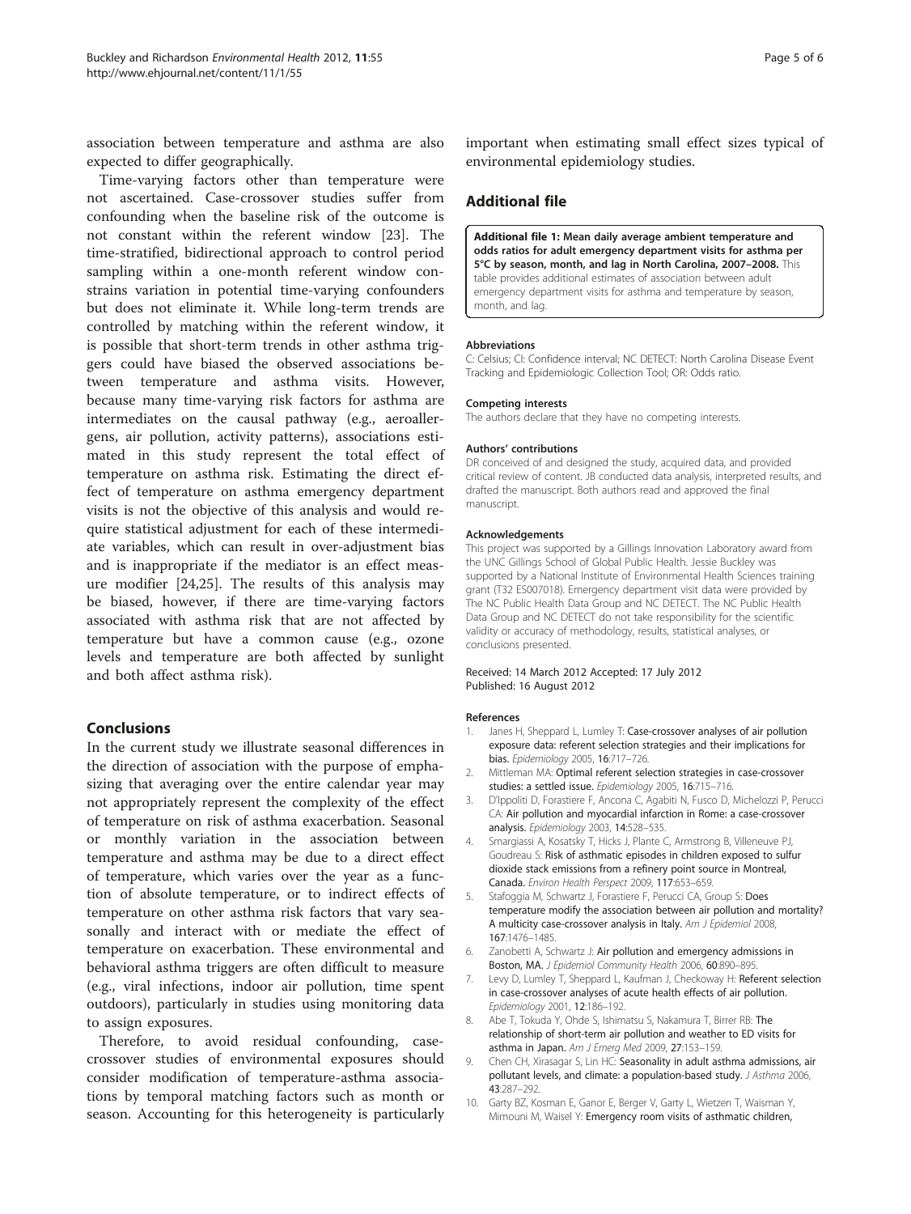association between temperature and asthma are also expected to differ geographically.

Time-varying factors other than temperature were not ascertained. Case-crossover studies suffer from confounding when the baseline risk of the outcome is not constant within the referent window [23]. The time-stratified, bidirectional approach to control period sampling within a one-month referent window constrains variation in potential time-varying confounders but does not eliminate it. While long-term trends are controlled by matching within the referent window, it is possible that short-term trends in other asthma triggers could have biased the observed associations between temperature and asthma visits. However, because many time-varying risk factors for asthma are intermediates on the causal pathway (e.g., aeroallergens, air pollution, activity patterns), associations estimated in this study represent the total effect of temperature on asthma risk. Estimating the direct effect of temperature on asthma emergency department visits is not the objective of this analysis and would require statistical adjustment for each of these intermediate variables, which can result in over-adjustment bias and is inappropriate if the mediator is an effect measure modifier [24,25]. The results of this analysis may be biased, however, if there are time-varying factors associated with asthma risk that are not affected by temperature but have a common cause (e.g., ozone levels and temperature are both affected by sunlight and both affect asthma risk).

## Conclusions

In the current study we illustrate seasonal differences in the direction of association with the purpose of emphasizing that averaging over the entire calendar year may not appropriately represent the complexity of the effect of temperature on risk of asthma exacerbation. Seasonal or monthly variation in the association between temperature and asthma may be due to a direct effect of temperature, which varies over the year as a function of absolute temperature, or to indirect effects of temperature on other asthma risk factors that vary seasonally and interact with or mediate the effect of temperature on exacerbation. These environmental and behavioral asthma triggers are often difficult to measure (e.g., viral infections, indoor air pollution, time spent outdoors), particularly in studies using monitoring data to assign exposures.

Therefore, to avoid residual confounding, case-crossover studies of environmental exposures should consider modification of temperature-asthma associations by temporal matching factors such as month or season. Accounting for this heterogeneity is particularly important when estimating small effect sizes typical of environmental epidemiology studies.

## Additional file

**Additional file 1: Mean daily average ambient temperature and odds ratios for adult emergency department visits for asthma per 5°C by season, month, and lag in North Carolina, 2007–2008.** This table provides additional estimates of association between adult emergency department visits for asthma and temperature by season, month, and lag.

#### Abbreviations

C: Celsius; CI: Confidence interval; NC DETECT: North Carolina Disease Event Tracking and Epidemiologic Collection Tool; OR: Odds ratio.

#### Competing interests

The authors declare that they have no competing interests.

#### Authors' contributions

DR conceived of and designed the study, acquired data, and provided critical review of content. JB conducted data analysis, interpreted results, and drafted the manuscript. Both authors read and approved the final manuscript.

#### Acknowledgements

This project was supported by a Gillings Innovation Laboratory award from the UNC Gillings School of Global Public Health. Jessie Buckley was supported by a National Institute of Environmental Health Sciences training grant (T32 ES007018). Emergency department visit data were provided by The NC Public Health Data Group and NC DETECT. The NC Public Health Data Group and NC DETECT do not take responsibility for the scientific validity or accuracy of methodology, results, statistical analyses, or conclusions presented.

Received: 14 March 2012 Accepted: 17 July 2012
Published: 16 August 2012

#### References

1. Janes H, Sheppard L, Lumley T: **Case-crossover analyses of air pollution exposure data: referent selection strategies and their implications for bias.** *Epidemiology* 2005, **16**:717–726.
2. Mittleman MA: **Optimal referent selection strategies in case-crossover studies: a settled issue.** *Epidemiology* 2005, **16**:715–716.
3. D'Ippoliti D, Forastiere F, Ancona C, Agabiti N, Fusco D, Michelozzi P, Perucci CA: **Air pollution and myocardial infarction in Rome: a case-crossover analysis.** *Epidemiology* 2003, **14**:528–535.
4. Smargiassi A, Kosatsky T, Hicks J, Plante C, Armstrong B, Villeneuve PJ, Goudreau S: **Risk of asthmatic episodes in children exposed to sulfur dioxide stack emissions from a refinery point source in Montreal, Canada.** *Environ Health Perspect* 2009, **117**:653–659.
5. Stafoggia M, Schwartz J, Forastiere F, Perucci CA, Group S: **Does temperature modify the association between air pollution and mortality? A multicity case-crossover analysis in Italy.** *Am J Epidemiol* 2008, **167**:1476–1485.
6. Zanobetti A, Schwartz J: **Air pollution and emergency admissions in Boston, MA.** *J Epidemiol Community Health* 2006, **60**:890–895.
7. Levy D, Lumley T, Sheppard L, Kaufman J, Checkoway H: **Referent selection in case-crossover analyses of acute health effects of air pollution.** *Epidemiology* 2001, **12**:186–192.
8. Abe T, Tokuda Y, Ohde S, Ishimatsu S, Nakamura T, Birrer RB: **The relationship of short-term air pollution and weather to ED visits for asthma in Japan.** *Am J Emerg Med* 2009, **27**:153–159.
9. Chen CH, Xirasagar S, Lin HC: **Seasonality in adult asthma admissions, air pollutant levels, and climate: a population-based study.** *J Asthma* 2006, **43**:287–292.
10. Garty BZ, Kosman E, Ganor E, Berger V, Garty L, Wietzen T, Waisman Y, Mimouni M, Waisel Y: **Emergency room visits of asthmatic children,**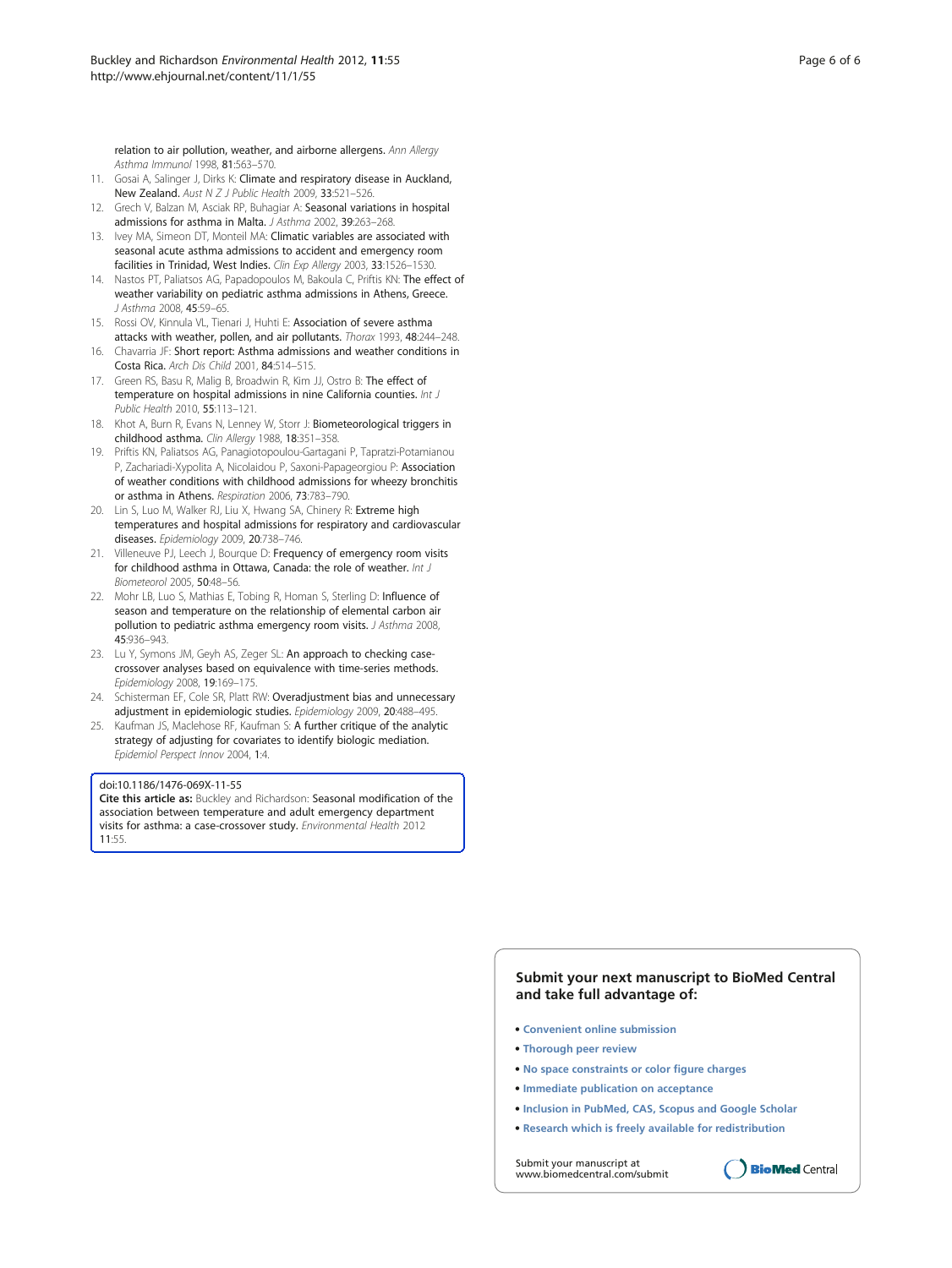relation to air pollution, weather, and airborne allergens. *Ann Allergy Asthma Immunol* 1998, **81**:563–570.

11. Gosai A, Salinger J, Dirks K: **Climate and respiratory disease in Auckland, New Zealand.** *Aust N Z J Public Health* 2009, **33**:521–526.
12. Grech V, Balzan M, Asciak RP, Buhagiar A: **Seasonal variations in hospital admissions for asthma in Malta.** *J Asthma* 2002, **39**:263–268.
13. Ivey MA, Simeon DT, Monteil MA: **Climatic variables are associated with seasonal acute asthma admissions to accident and emergency room facilities in Trinidad, West Indies.** *Clin Exp Allergy* 2003, **33**:1526–1530.
14. Nastos PT, Paliatsos AG, Papadopoulos M, Bakoula C, Priftis KN: **The effect of weather variability on pediatric asthma admissions in Athens, Greece.** *J Asthma* 2008, **45**:59–65.
15. Rossi OV, Kinnula VL, Tienari J, Huhti E: **Association of severe asthma attacks with weather, pollen, and air pollutants.** *Thorax* 1993, **48**:244–248.
16. Chavarria JF: **Short report: Asthma admissions and weather conditions in Costa Rica.** *Arch Dis Child* 2001, **84**:514–515.
17. Green RS, Basu R, Malig B, Broadwin R, Kim JJ, Ostro B: **The effect of temperature on hospital admissions in nine California counties.** *Int J Public Health* 2010, **55**:113–121.
18. Khot A, Burn R, Evans N, Lenney W, Storr J: **Biometeorological triggers in childhood asthma.** *Clin Allergy* 1988, **18**:351–358.
19. Priftis KN, Paliatsos AG, Panagiotopoulou-Gartagani P, Tapratzi-Potamianou P, Zachariadi-Xypolita A, Nicolaidou P, Saxoni-Papageorgiou P: **Association of weather conditions with childhood admissions for wheezy bronchitis or asthma in Athens.** *Respiration* 2006, **73**:783–790.
20. Lin S, Luo M, Walker RJ, Liu X, Hwang SA, Chinery R: **Extreme high temperatures and hospital admissions for respiratory and cardiovascular diseases.** *Epidemiology* 2009, **20**:738–746.
21. Villeneuve PJ, Leech J, Bourque D: **Frequency of emergency room visits for childhood asthma in Ottawa, Canada: the role of weather.** *Int J Biometeorol* 2005, **50**:48–56.
22. Mohr LB, Luo S, Mathias E, Tobing R, Homan S, Sterling D: **Influence of season and temperature on the relationship of elemental carbon air pollution to pediatric asthma emergency room visits.** *J Asthma* 2008, **45**:936–943.
23. Lu Y, Symons JM, Geyh AS, Zeger SL: **An approach to checking case-crossover analyses based on equivalence with time-series methods.** *Epidemiology* 2008, **19**:169–175.
24. Schisterman EF, Cole SR, Platt RW: **Overadjustment bias and unnecessary adjustment in epidemiologic studies.** *Epidemiology* 2009, **20**:488–495.
25. Kaufman JS, Maclehose RF, Kaufman S: **A further critique of the analytic strategy of adjusting for covariates to identify biologic mediation.** *Epidemiol Perspect Innov* 2004, **1**:4.

doi:10.1186/1476-069X-11-55

**Cite this article as:** Buckley and Richardson: **Seasonal modification of the association between temperature and adult emergency department visits for asthma: a case-crossover study.** *Environmental Health* 2012 **11**:55.

**Submit your next manuscript to BioMed Central and take full advantage of:**

- **Convenient online submission**
- **Thorough peer review**
- **No space constraints or color figure charges**
- **Immediate publication on acceptance**
- **Inclusion in PubMed, CAS, Scopus and Google Scholar**
- **Research which is freely available for redistribution**

Submit your manuscript at
www.biomedcentral.com/submit

BioMed Central